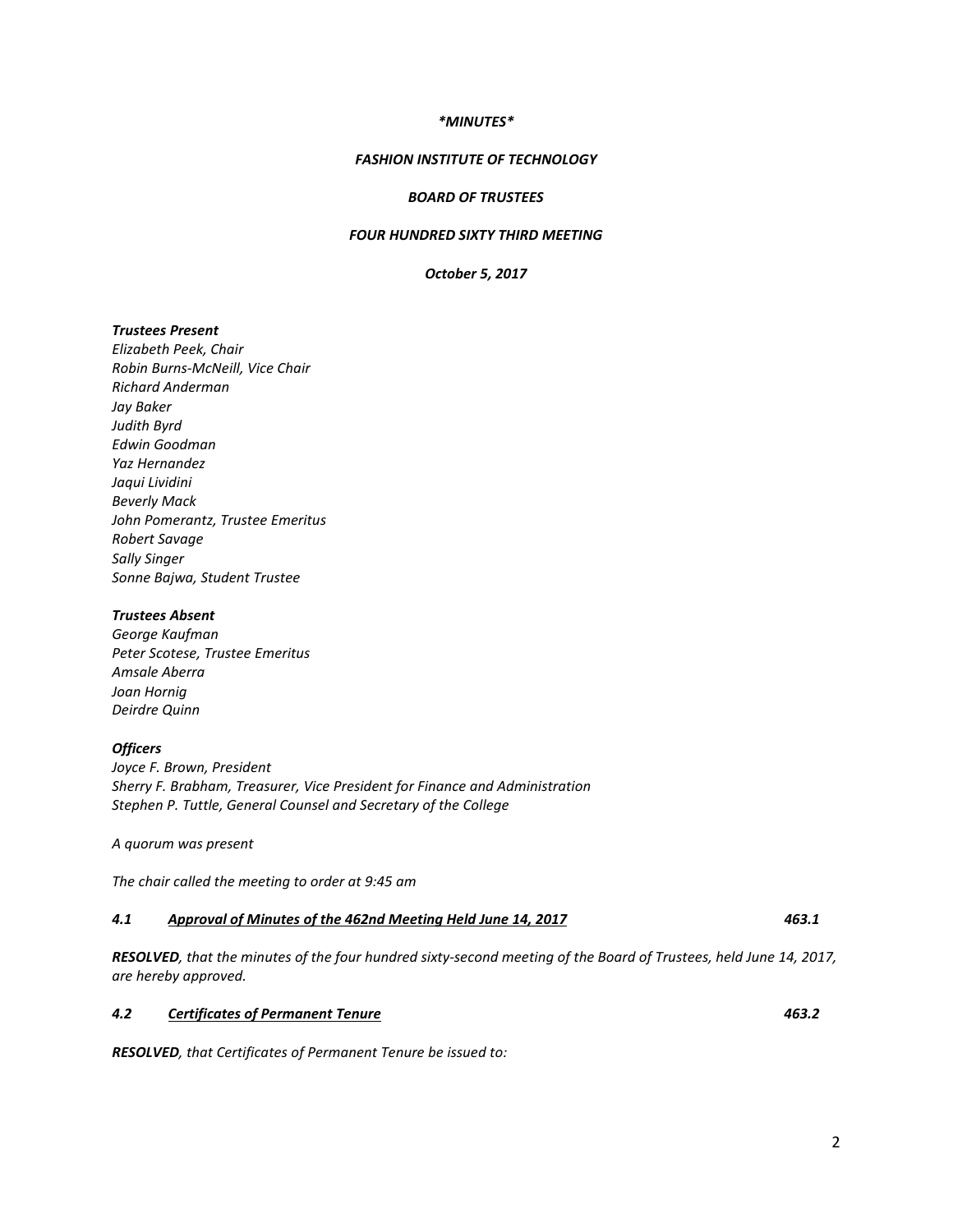*\*MINUTES\**

*FASHION INSTITUTE OF TECHNOLOGY*

*BOARD OF TRUSTEES*

*FOUR HUNDRED SIXTY THIRD MEETING*

***October 5, 2017***

***Trustees Present***
*Elizabeth Peek, Chair*
*Robin Burns-McNeill, Vice Chair*
*Richard Anderman*
*Jay Baker*
*Judith Byrd*
*Edwin Goodman*
*Yaz Hernandez*
*Jaqui Lividini*
*Beverly Mack*
*John Pomerantz, Trustee Emeritus*
*Robert Savage*
*Sally Singer*
*Sonne Bajwa, Student Trustee*

***Trustees Absent***
*George Kaufman*
*Peter Scotese, Trustee Emeritus*
*Amsale Aberra*
*Joan Hornig*
*Deirdre Quinn*

***Officers***
*Joyce F. Brown, President*
*Sherry F. Brabham, Treasurer, Vice President for Finance and Administration*
*Stephen P. Tuttle, General Counsel and Secretary of the College*

*A quorum was present*

*The chair called the meeting to order at 9:45 am*

***4.1 Approval of Minutes of the 462nd Meeting Held June 14, 2017*** ***463.1***

***RESOLVED****, that the minutes of the four hundred sixty-second meeting of the Board of Trustees, held June 14, 2017, are hereby approved.*

***4.2 Certificates of Permanent Tenure*** ***463.2***

***RESOLVED****, that Certificates of Permanent Tenure be issued to:*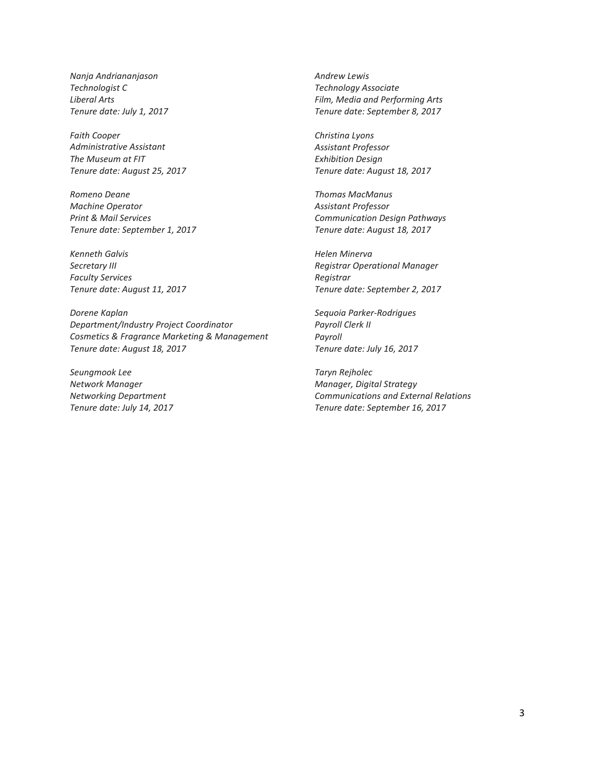*Nanja Andriananjason*
*Technologist C*
*Liberal Arts*
*Tenure date: July 1, 2017*

*Faith Cooper*
*Administrative Assistant*
*The Museum at FIT*
*Tenure date: August 25, 2017*

*Romeno Deane*
*Machine Operator*
*Print & Mail Services*
*Tenure date: September 1, 2017*

*Kenneth Galvis*
*Secretary III*
*Faculty Services*
*Tenure date: August 11, 2017*

*Dorene Kaplan*
*Department/Industry Project Coordinator*
*Cosmetics & Fragrance Marketing & Management*
*Tenure date: August 18, 2017*

*Seungmook Lee*
*Network Manager*
*Networking Department*
*Tenure date: July 14, 2017*

*Andrew Lewis*
*Technology Associate*
*Film, Media and Performing Arts*
*Tenure date: September 8, 2017*

*Christina Lyons*
*Assistant Professor*
*Exhibition Design*
*Tenure date: August 18, 2017*

*Thomas MacManus*
*Assistant Professor*
*Communication Design Pathways*
*Tenure date: August 18, 2017*

*Helen Minerva*
*Registrar Operational Manager*
*Registrar*
*Tenure date: September 2, 2017*

*Sequoia Parker-Rodrigues*
*Payroll Clerk II*
*Payroll*
*Tenure date: July 16, 2017*

*Taryn Rejholec*
*Manager, Digital Strategy*
*Communications and External Relations*
*Tenure date: September 16, 2017*